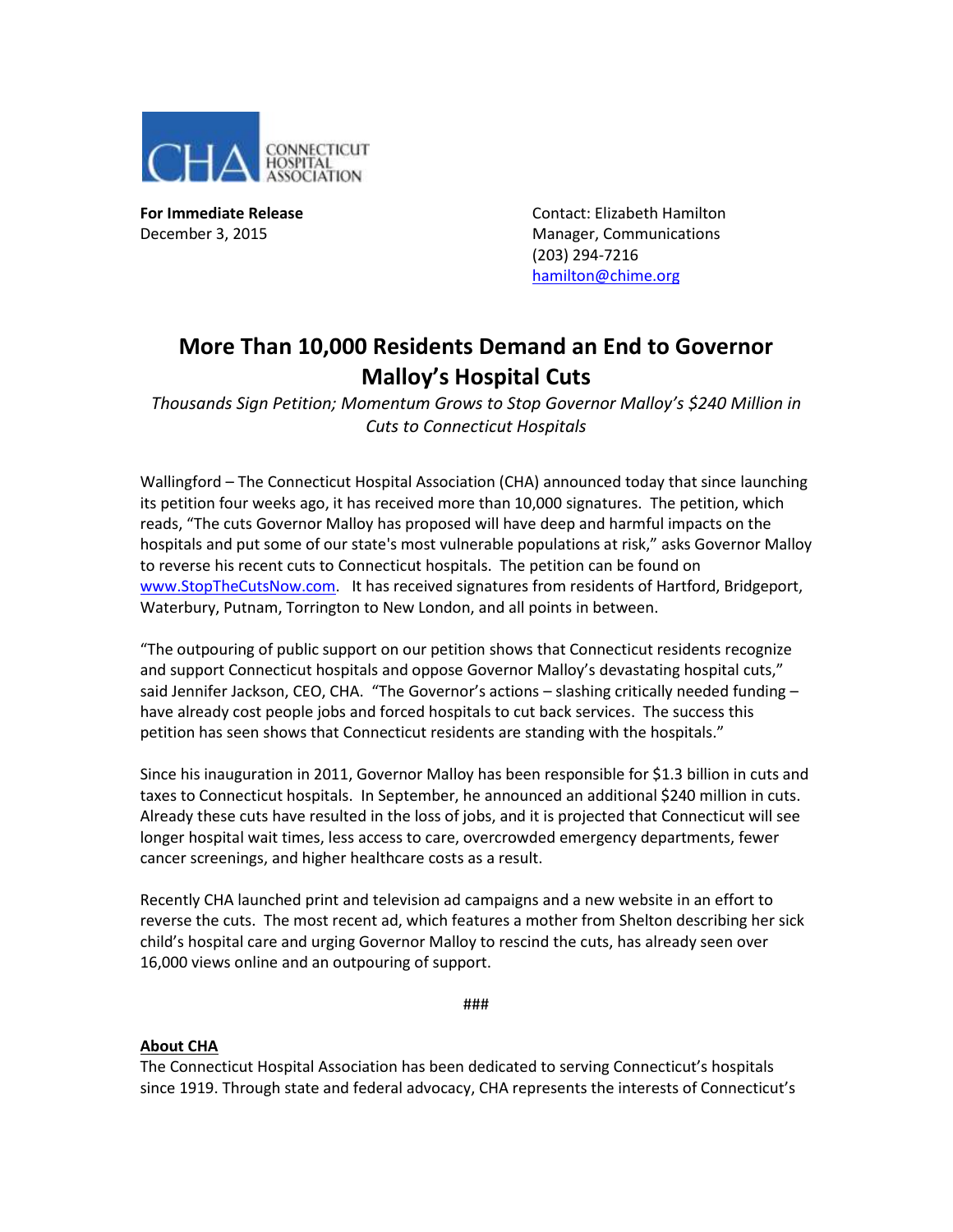CONNECTICUT HOSPITAL ASSOCIATION

**For Immediate Release**
December 3, 2015

Contact: Elizabeth Hamilton
Manager, Communications
(203) 294-7216
hamilton@chime.org

# More Than 10,000 Residents Demand an End to Governor Malloy's Hospital Cuts

*Thousands Sign Petition; Momentum Grows to Stop Governor Malloy's $240 Million in Cuts to Connecticut Hospitals*

Wallingford – The Connecticut Hospital Association (CHA) announced today that since launching its petition four weeks ago, it has received more than 10,000 signatures. The petition, which reads, "The cuts Governor Malloy has proposed will have deep and harmful impacts on the hospitals and put some of our state's most vulnerable populations at risk," asks Governor Malloy to reverse his recent cuts to Connecticut hospitals. The petition can be found on www.StopTheCutsNow.com. It has received signatures from residents of Hartford, Bridgeport, Waterbury, Putnam, Torrington to New London, and all points in between.

"The outpouring of public support on our petition shows that Connecticut residents recognize and support Connecticut hospitals and oppose Governor Malloy's devastating hospital cuts," said Jennifer Jackson, CEO, CHA. "The Governor's actions – slashing critically needed funding – have already cost people jobs and forced hospitals to cut back services. The success this petition has seen shows that Connecticut residents are standing with the hospitals."

Since his inauguration in 2011, Governor Malloy has been responsible for $1.3 billion in cuts and taxes to Connecticut hospitals. In September, he announced an additional $240 million in cuts. Already these cuts have resulted in the loss of jobs, and it is projected that Connecticut will see longer hospital wait times, less access to care, overcrowded emergency departments, fewer cancer screenings, and higher healthcare costs as a result.

Recently CHA launched print and television ad campaigns and a new website in an effort to reverse the cuts. The most recent ad, which features a mother from Shelton describing her sick child's hospital care and urging Governor Malloy to rescind the cuts, has already seen over 16,000 views online and an outpouring of support.

###

**About CHA**

The Connecticut Hospital Association has been dedicated to serving Connecticut's hospitals since 1919. Through state and federal advocacy, CHA represents the interests of Connecticut's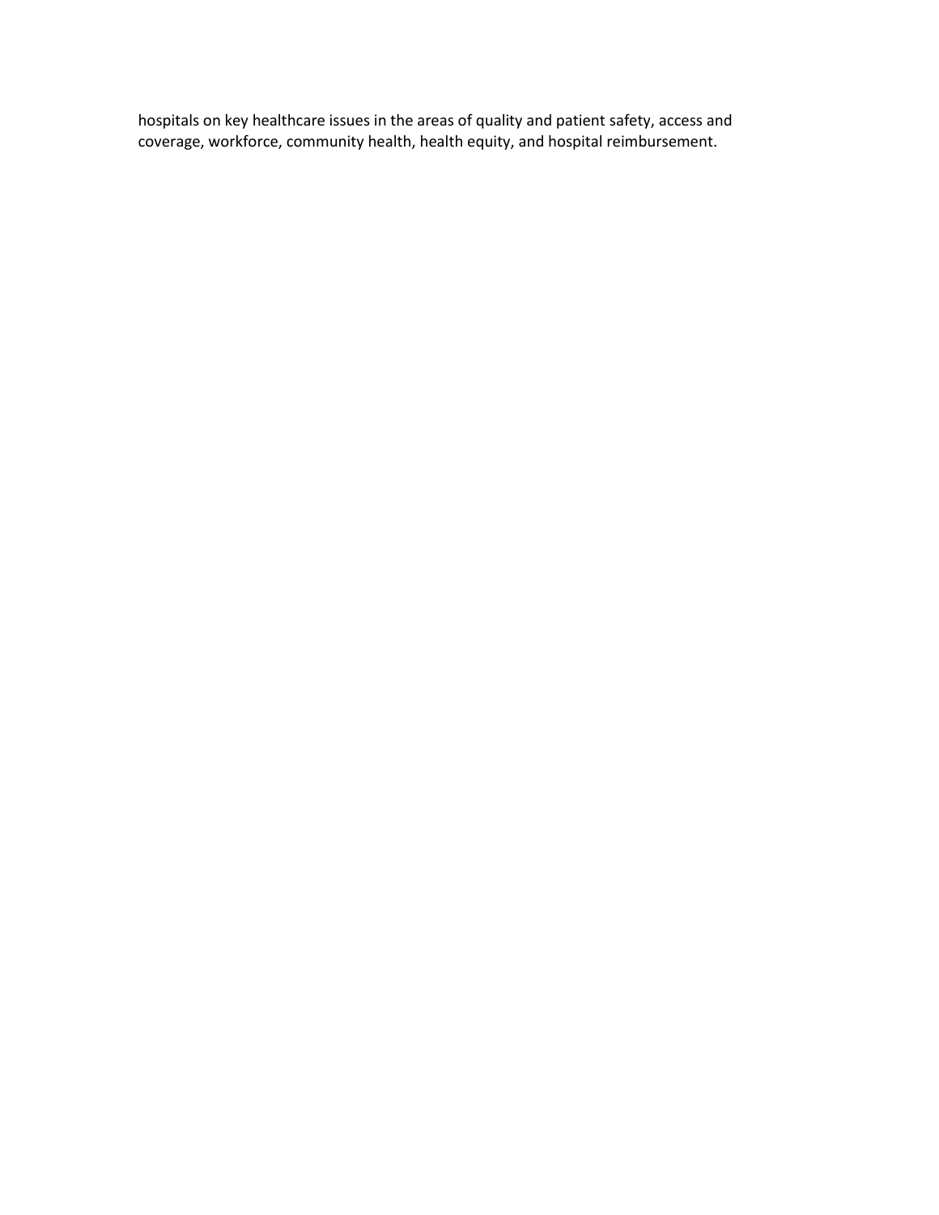hospitals on key healthcare issues in the areas of quality and patient safety, access and coverage, workforce, community health, health equity, and hospital reimbursement.